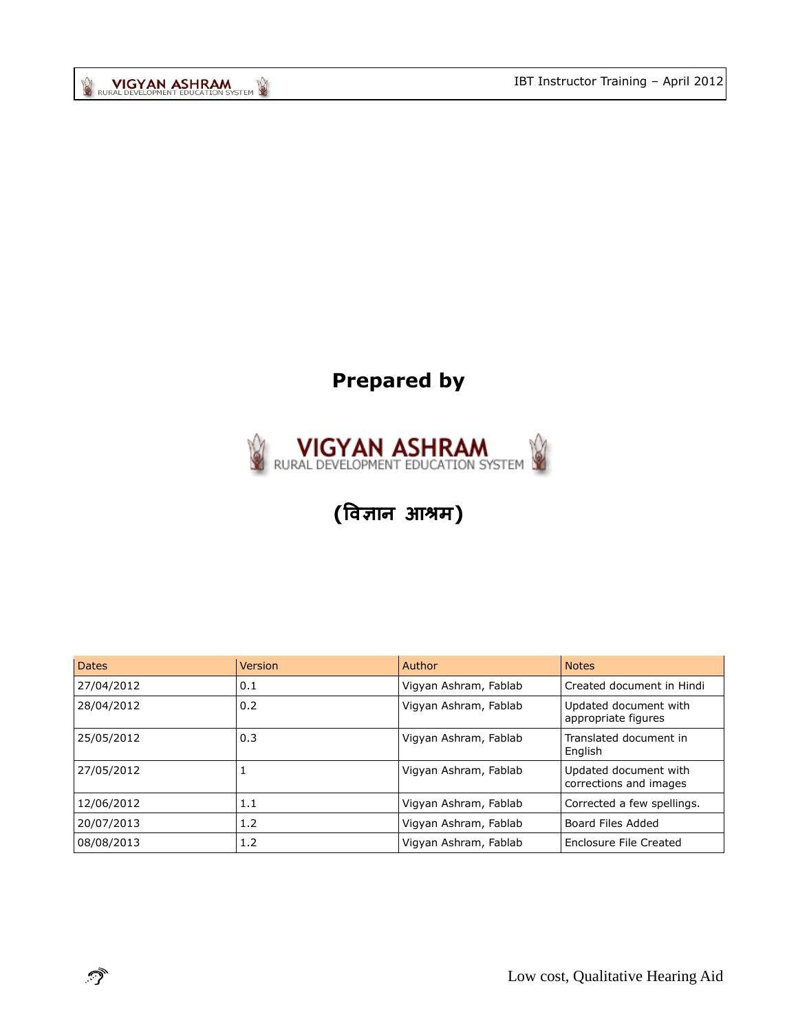## Prepared by

VIGYAN ASHRAM
RURAL DEVELOPMENT EDUCATION SYSTEM

## (विज्ञान आश्रम)

| Dates | Version | Author | Notes |
|---|---|---|---|
| 27/04/2012 | 0.1 | Vigyan Ashram, Fablab | Created document in Hindi |
| 28/04/2012 | 0.2 | Vigyan Ashram, Fablab | Updated document with appropriate figures |
| 25/05/2012 | 0.3 | Vigyan Ashram, Fablab | Translated document in English |
| 27/05/2012 | 1 | Vigyan Ashram, Fablab | Updated document with corrections and images |
| 12/06/2012 | 1.1 | Vigyan Ashram, Fablab | Corrected a few spellings. |
| 20/07/2013 | 1.2 | Vigyan Ashram, Fablab | Board Files Added |
| 08/08/2013 | 1.2 | Vigyan Ashram, Fablab | Enclosure File Created |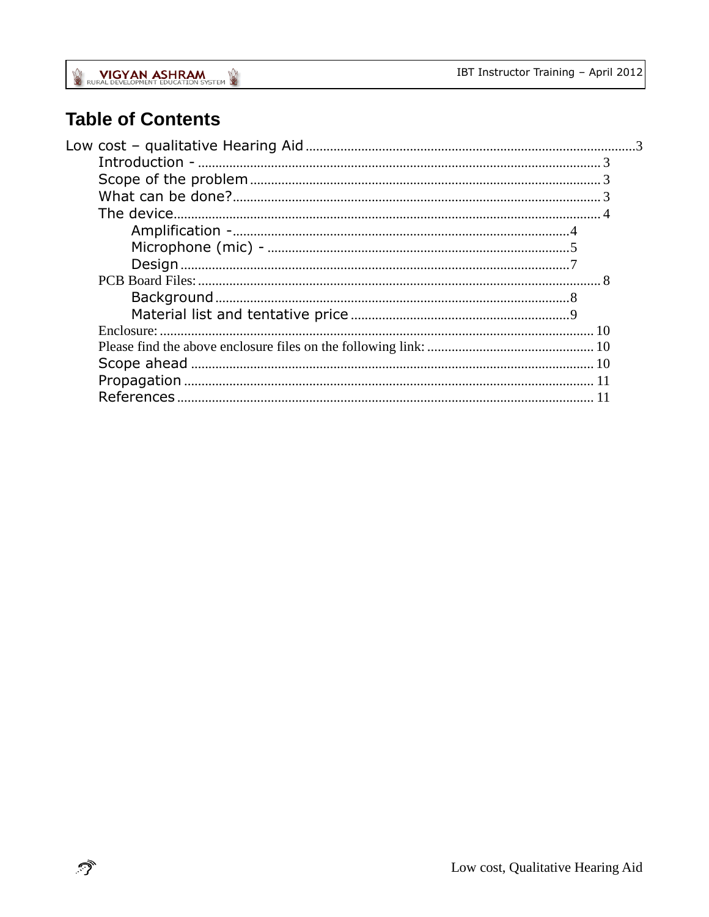# Table of Contents

Low cost – qualitative Hearing Aid ........ 3

- Introduction - ........ 3
- Scope of the problem ........ 3
- What can be done? ........ 3
- The device ........ 4
  - Amplification - ........ 4
  - Microphone (mic) - ........ 5
  - Design ........ 7
- PCB Board Files: ........ 8
  - Background ........ 8
  - Material list and tentative price ........ 9
- Enclosure: ........ 10
- Please find the above enclosure files on the following link: ........ 10
- Scope ahead ........ 10
- Propagation ........ 11
- References ........ 11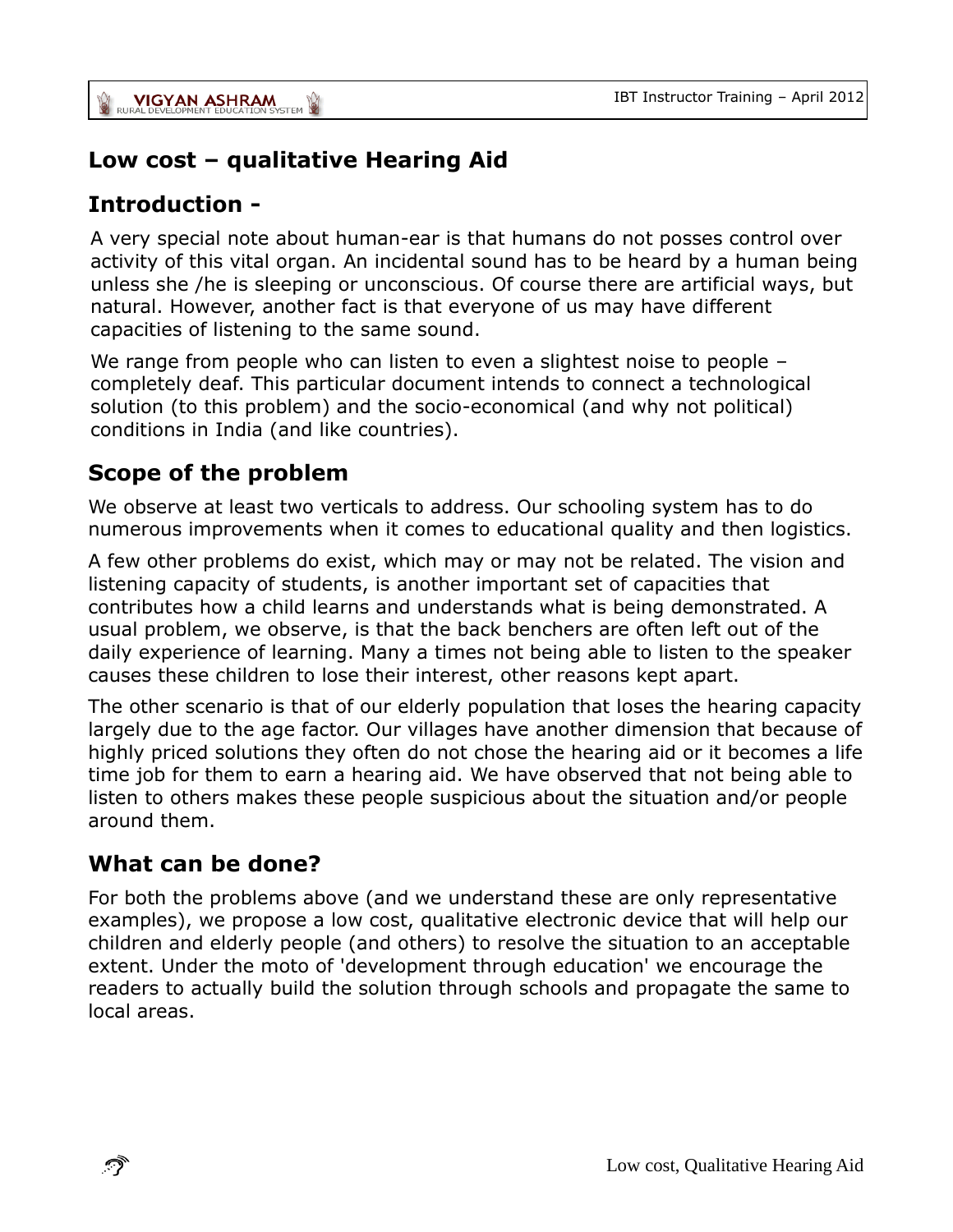## Low cost – qualitative Hearing Aid

## Introduction -

A very special note about human-ear is that humans do not posses control over activity of this vital organ. An incidental sound has to be heard by a human being unless she /he is sleeping or unconscious. Of course there are artificial ways, but natural. However, another fact is that everyone of us may have different capacities of listening to the same sound.

We range from people who can listen to even a slightest noise to people – completely deaf. This particular document intends to connect a technological solution (to this problem) and the socio-economical (and why not political) conditions in India (and like countries).

## Scope of the problem

We observe at least two verticals to address. Our schooling system has to do numerous improvements when it comes to educational quality and then logistics.

A few other problems do exist, which may or may not be related. The vision and listening capacity of students, is another important set of capacities that contributes how a child learns and understands what is being demonstrated. A usual problem, we observe, is that the back benchers are often left out of the daily experience of learning. Many a times not being able to listen to the speaker causes these children to lose their interest, other reasons kept apart.

The other scenario is that of our elderly population that loses the hearing capacity largely due to the age factor. Our villages have another dimension that because of highly priced solutions they often do not chose the hearing aid or it becomes a life time job for them to earn a hearing aid. We have observed that not being able to listen to others makes these people suspicious about the situation and/or people around them.

## What can be done?

For both the problems above (and we understand these are only representative examples), we propose a low cost, qualitative electronic device that will help our children and elderly people (and others) to resolve the situation to an acceptable extent. Under the moto of 'development through education' we encourage the readers to actually build the solution through schools and propagate the same to local areas.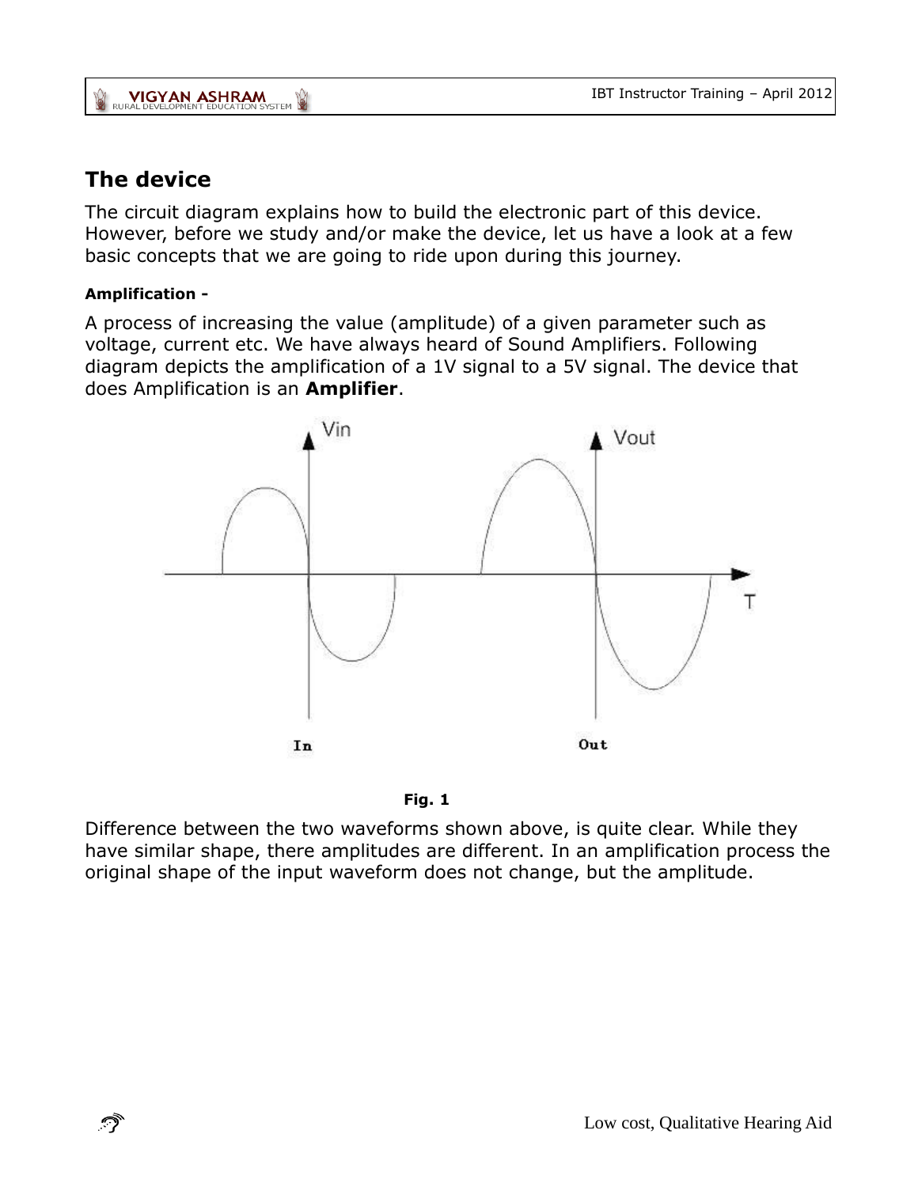## The device

The circuit diagram explains how to build the electronic part of this device. However, before we study and/or make the device, let us have a look at a few basic concepts that we are going to ride upon during this journey.

#### Amplification -

A process of increasing the value (amplitude) of a given parameter such as voltage, current etc. We have always heard of Sound Amplifiers. Following diagram depicts the amplification of a 1V signal to a 5V signal. The device that does Amplification is an **Amplifier**.

Vin

Vout

T

In

Out

**Fig. 1**

Difference between the two waveforms shown above, is quite clear. While they have similar shape, there amplitudes are different. In an amplification process the original shape of the input waveform does not change, but the amplitude.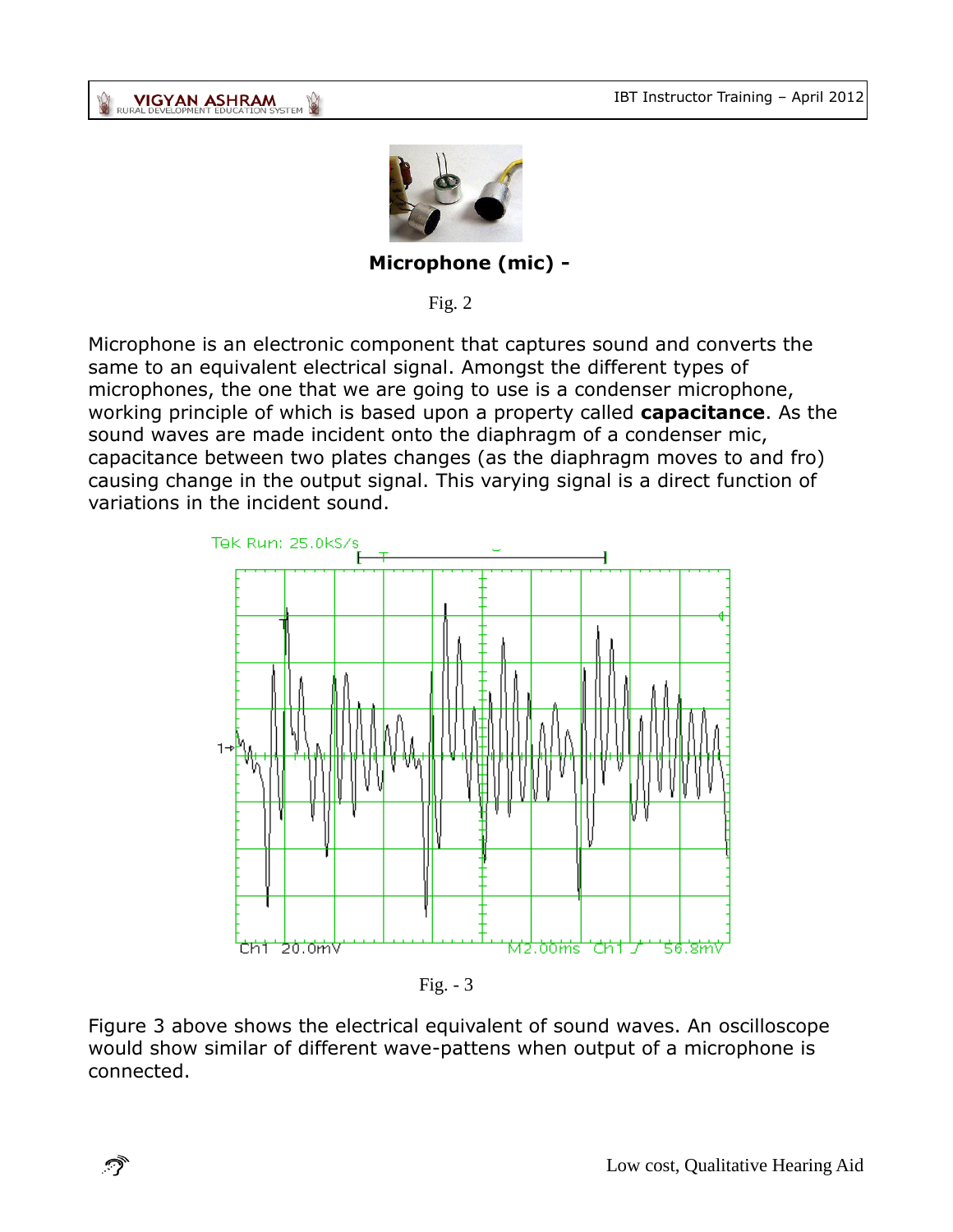**Microphone (mic) -**

Fig. 2

Microphone is an electronic component that captures sound and converts the same to an equivalent electrical signal. Amongst the different types of microphones, the one that we are going to use is a condenser microphone, working principle of which is based upon a property called **capacitance**. As the sound waves are made incident onto the diaphragm of a condenser mic, capacitance between two plates changes (as the diaphragm moves to and fro) causing change in the output signal. This varying signal is a direct function of variations in the incident sound.

Tek Run: 25.0kS/s

Ch1 20.0mV

M2.00ms Ch1 ∫ 56.8mV

Fig. - 3

Figure 3 above shows the electrical equivalent of sound waves. An oscilloscope would show similar of different wave-pattens when output of a microphone is connected.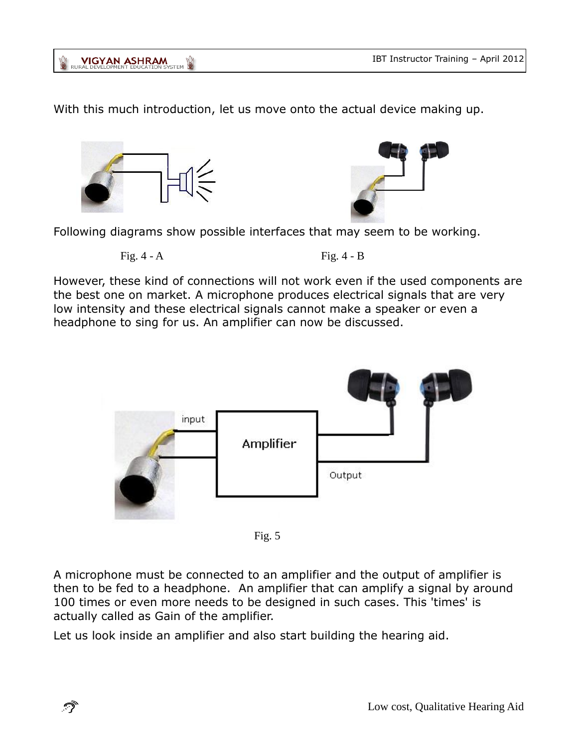With this much introduction, let us move onto the actual device making up.

Following diagrams show possible interfaces that may seem to be working.

Fig. 4 - A

Fig. 4 - B

However, these kind of connections will not work even if the used components are the best one on market. A microphone produces electrical signals that are very low intensity and these electrical signals cannot make a speaker or even a headphone to sing for us. An amplifier can now be discussed.

input

Amplifier

Output

Fig. 5

A microphone must be connected to an amplifier and the output of amplifier is then to be fed to a headphone. An amplifier that can amplify a signal by around 100 times or even more needs to be designed in such cases. This 'times' is actually called as Gain of the amplifier.

Let us look inside an amplifier and also start building the hearing aid.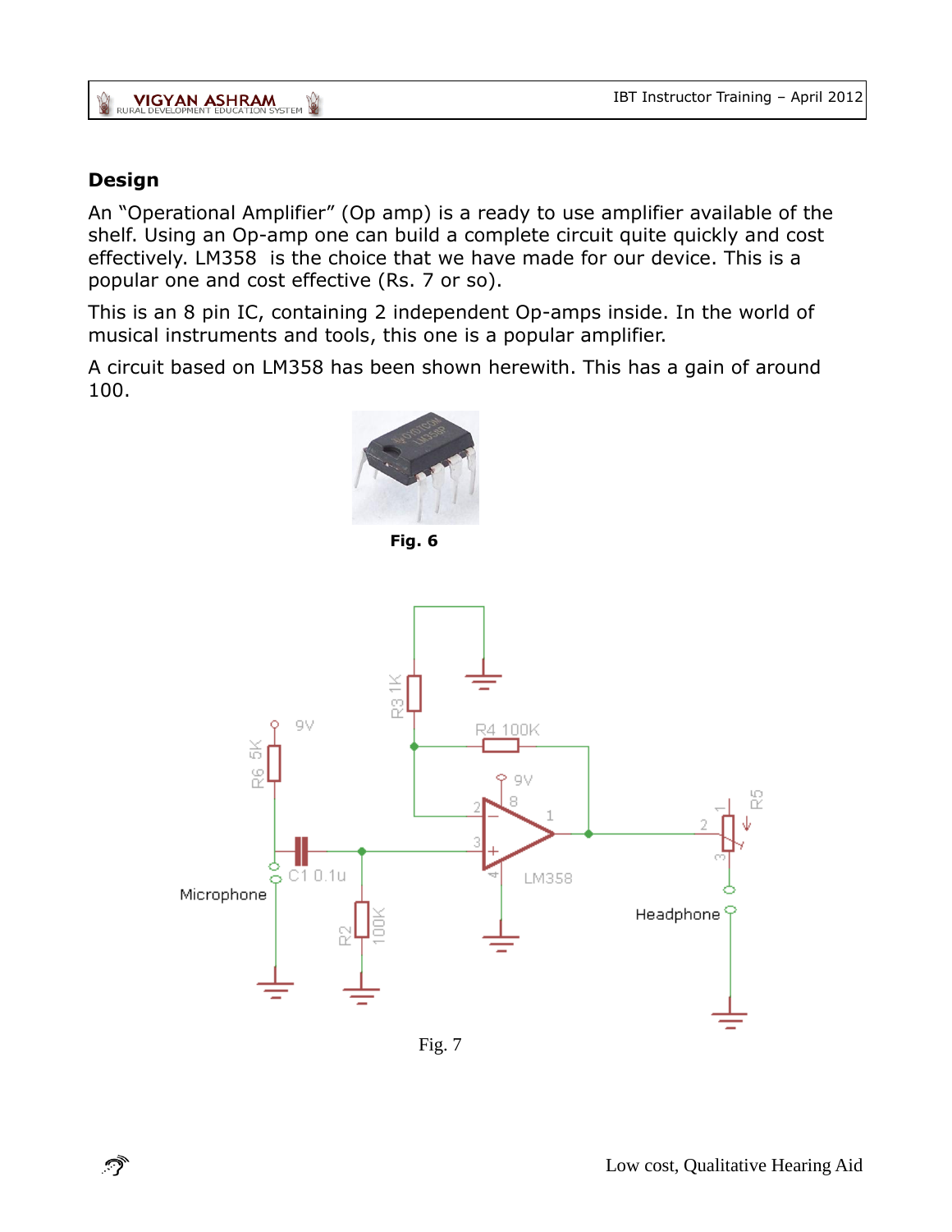## Design

An "Operational Amplifier" (Op amp) is a ready to use amplifier available of the shelf. Using an Op-amp one can build a complete circuit quite quickly and cost effectively. LM358 is the choice that we have made for our device. This is a popular one and cost effective (Rs. 7 or so).

This is an 8 pin IC, containing 2 independent Op-amps inside. In the world of musical instruments and tools, this one is a popular amplifier.

A circuit based on LM358 has been shown herewith. This has a gain of around 100.

**Fig. 6**

R3 1K
R4 100K
R6 5K
9V
9V
8
2
1
3
4
C1 0.1u
Microphone
R2
100K
LM358
R5
1
2
3
Headphone

Fig. 7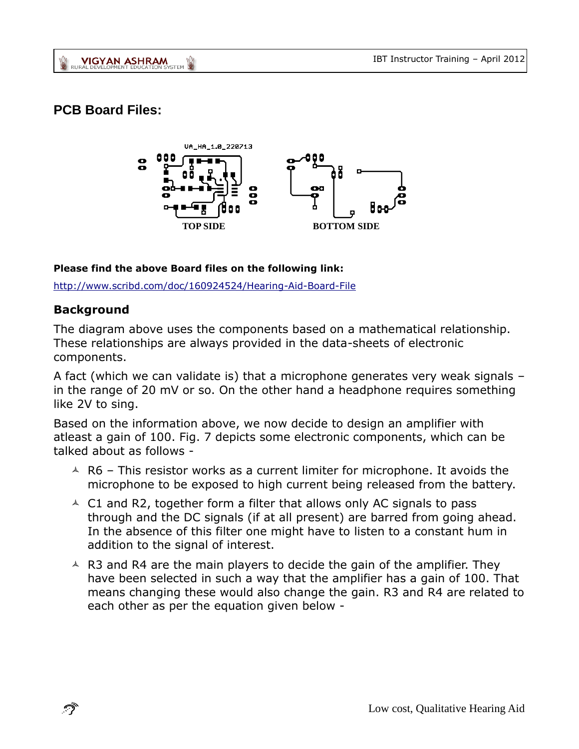## PCB Board Files:

VA_HA_1.0_220713

TOP SIDE

BOTTOM SIDE

**Please find the above Board files on the following link:**

http://www.scribd.com/doc/160924524/Hearing-Aid-Board-File

### Background

The diagram above uses the components based on a mathematical relationship. These relationships are always provided in the data-sheets of electronic components.

A fact (which we can validate is) that a microphone generates very weak signals – in the range of 20 mV or so. On the other hand a headphone requires something like 2V to sing.

Based on the information above, we now decide to design an amplifier with atleast a gain of 100. Fig. 7 depicts some electronic components, which can be talked about as follows -

- R6 – This resistor works as a current limiter for microphone. It avoids the microphone to be exposed to high current being released from the battery.
- C1 and R2, together form a filter that allows only AC signals to pass through and the DC signals (if at all present) are barred from going ahead. In the absence of this filter one might have to listen to a constant hum in addition to the signal of interest.
- R3 and R4 are the main players to decide the gain of the amplifier. They have been selected in such a way that the amplifier has a gain of 100. That means changing these would also change the gain. R3 and R4 are related to each other as per the equation given below -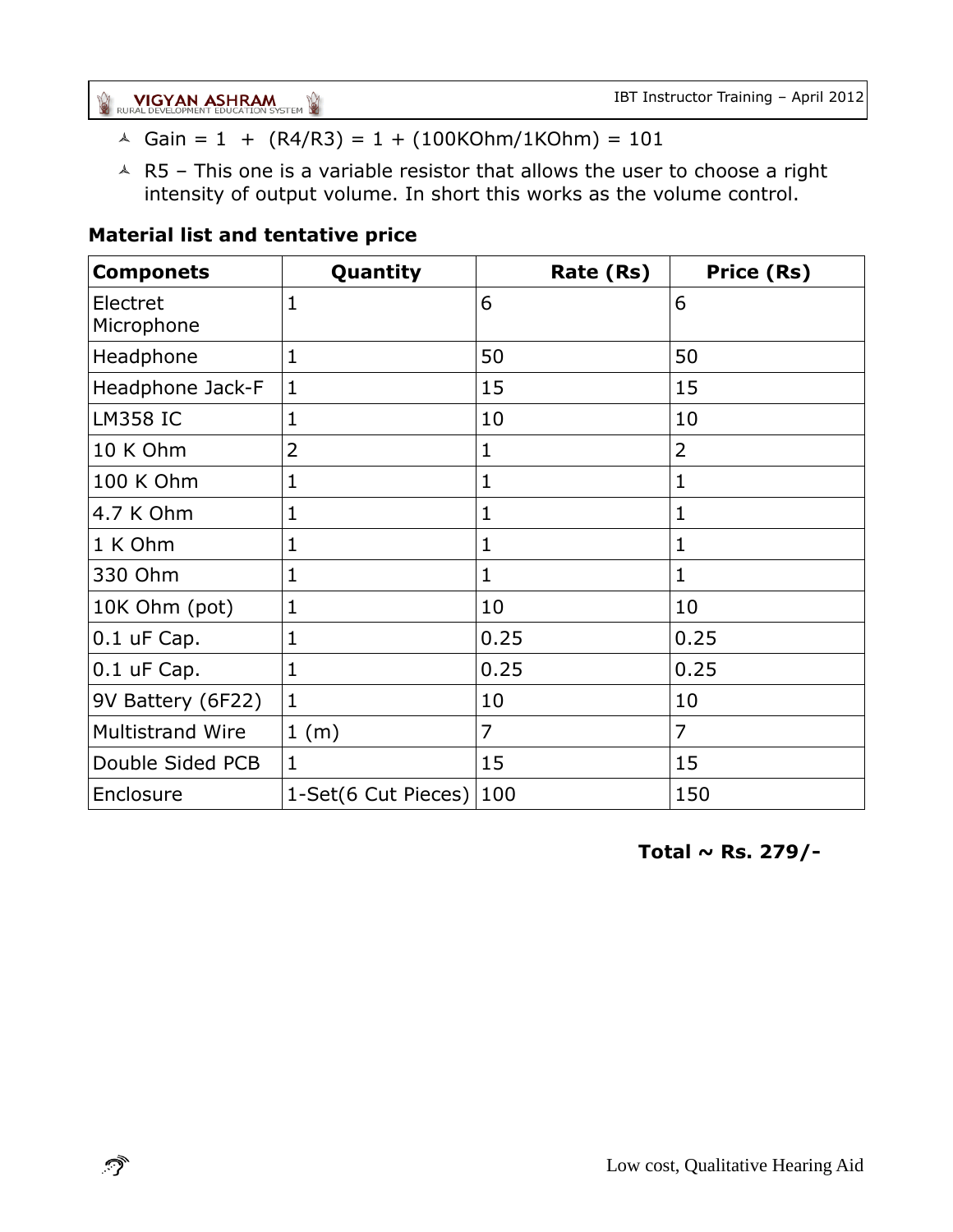- Gain = 1 + (R4/R3) = 1 + (100KOhm/1KOhm) = 101
- R5 – This one is a variable resistor that allows the user to choose a right intensity of output volume. In short this works as the volume control.

**Material list and tentative price**

| Componets | Quantity | Rate (Rs) | Price (Rs) |
|---|---|---|---|
| Electret Microphone | 1 | 6 | 6 |
| Headphone | 1 | 50 | 50 |
| Headphone Jack-F | 1 | 15 | 15 |
| LM358 IC | 1 | 10 | 10 |
| 10 K Ohm | 2 | 1 | 2 |
| 100 K Ohm | 1 | 1 | 1 |
| 4.7 K Ohm | 1 | 1 | 1 |
| 1 K Ohm | 1 | 1 | 1 |
| 330 Ohm | 1 | 1 | 1 |
| 10K Ohm (pot) | 1 | 10 | 10 |
| 0.1 uF Cap. | 1 | 0.25 | 0.25 |
| 0.1 uF Cap. | 1 | 0.25 | 0.25 |
| 9V Battery (6F22) | 1 | 10 | 10 |
| Multistrand Wire | 1 (m) | 7 | 7 |
| Double Sided PCB | 1 | 15 | 15 |
| Enclosure | 1-Set(6 Cut Pieces) | 100 | 150 |

**Total ~ Rs. 279/-**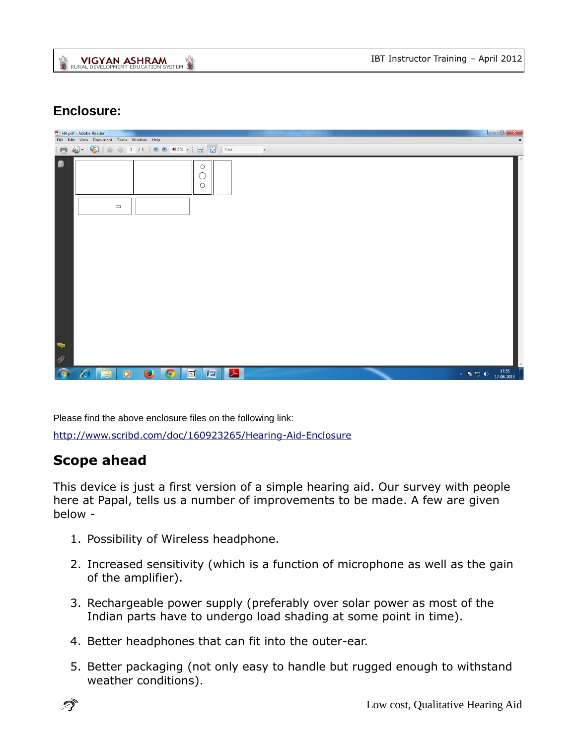## Enclosure:

Please find the above enclosure files on the following link:

http://www.scribd.com/doc/160923265/Hearing-Aid-Enclosure

## Scope ahead

This device is just a first version of a simple hearing aid. Our survey with people here at Papal, tells us a number of improvements to be made. A few are given below -

1. Possibility of Wireless headphone.
2. Increased sensitivity (which is a function of microphone as well as the gain of the amplifier).
3. Rechargeable power supply (preferably over solar power as most of the Indian parts have to undergo load shading at some point in time).
4. Better headphones that can fit into the outer-ear.
5. Better packaging (not only easy to handle but rugged enough to withstand weather conditions).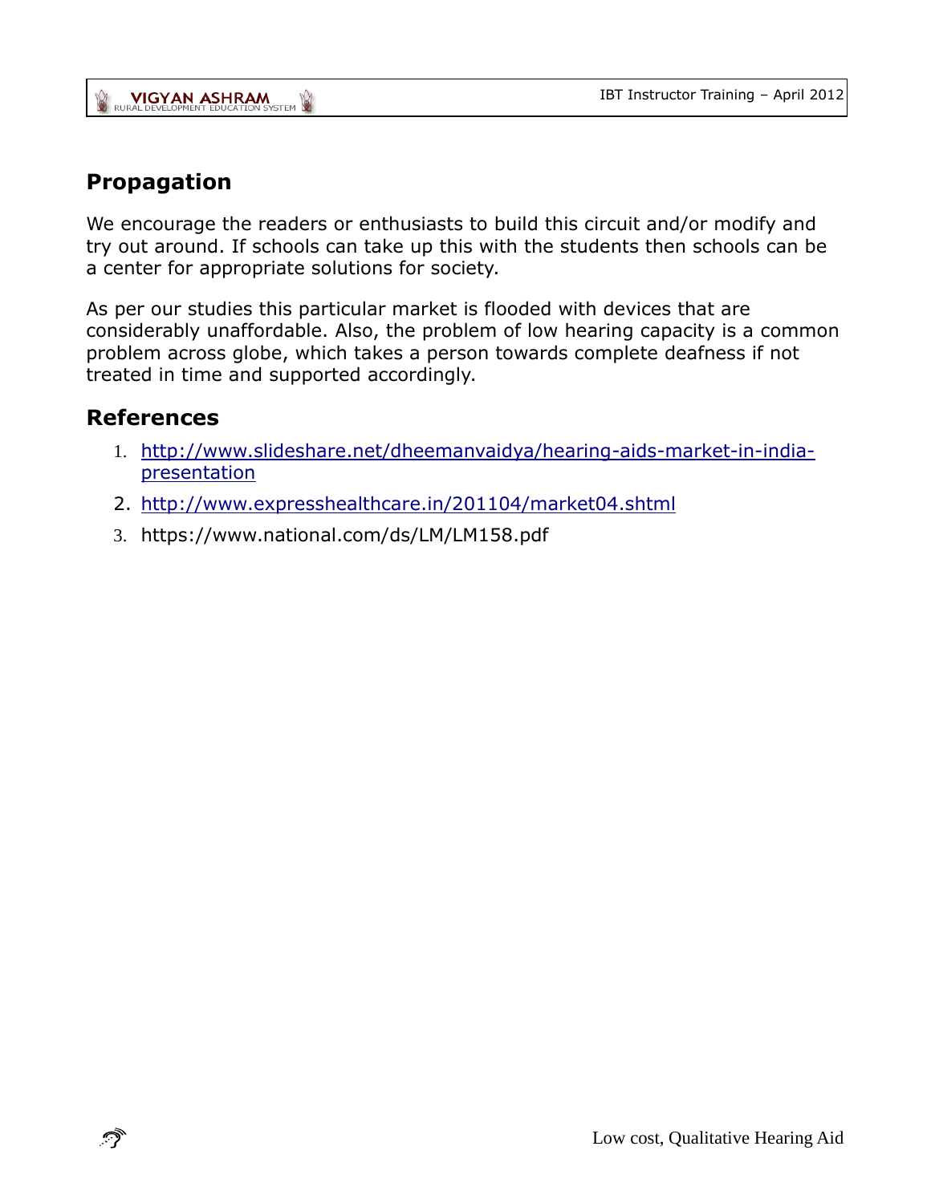## Propagation

We encourage the readers or enthusiasts to build this circuit and/or modify and try out around. If schools can take up this with the students then schools can be a center for appropriate solutions for society.

As per our studies this particular market is flooded with devices that are considerably unaffordable. Also, the problem of low hearing capacity is a common problem across globe, which takes a person towards complete deafness if not treated in time and supported accordingly.

## References

1. http://www.slideshare.net/dheemanvaidya/hearing-aids-market-in-india-presentation
2. http://www.expresshealthcare.in/201104/market04.shtml
3. https://www.national.com/ds/LM/LM158.pdf